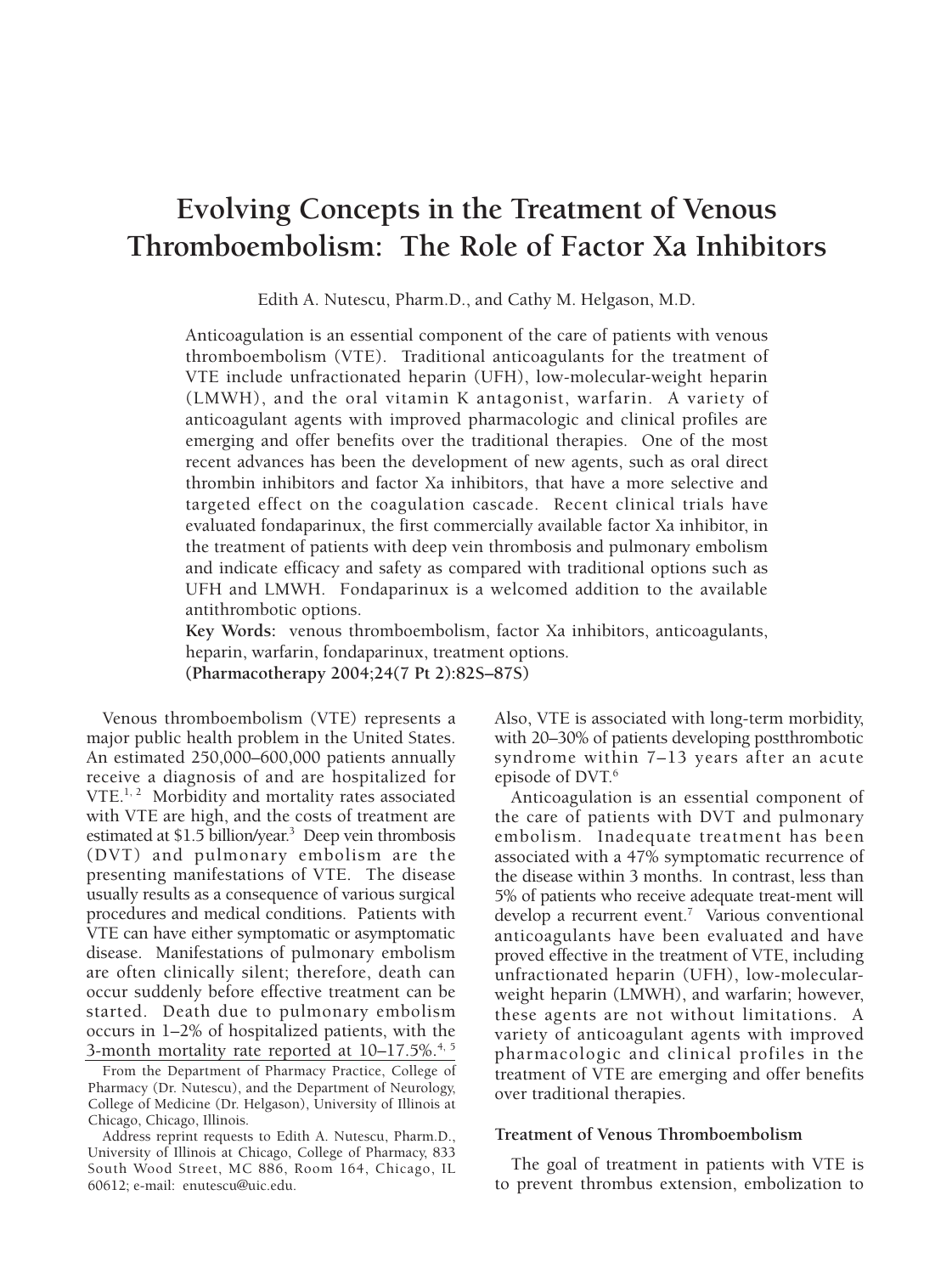# Evolving Concepts in the Treatment of Venous Thromboembolism: The Role of Factor Xa Inhibitors

Edith A. Nutescu, Pharm.D., and Cathy M. Helgason, M.D.

Anticoagulation is an essential component of the care of patients with venous thromboembolism (VTE). Traditional anticoagulants for the treatment of VTE include unfractionated heparin (UFH), low-molecular-weight heparin (LMWH), and the oral vitamin K antagonist, warfarin. A variety of anticoagulant agents with improved pharmacologic and clinical profiles are emerging and offer benefits over the traditional therapies. One of the most recent advances has been the development of new agents, such as oral direct thrombin inhibitors and factor Xa inhibitors, that have a more selective and targeted effect on the coagulation cascade. Recent clinical trials have evaluated fondaparinux, the first commercially available factor Xa inhibitor, in the treatment of patients with deep vein thrombosis and pulmonary embolism and indicate efficacy and safety as compared with traditional options such as UFH and LMWH. Fondaparinux is a welcomed addition to the available antithrombotic options.

**Key Words:** venous thromboembolism, factor Xa inhibitors, anticoagulants, heparin, warfarin, fondaparinux, treatment options.

**(Pharmacotherapy 2004;24(7 Pt 2):82S–87S)**

Venous thromboembolism (VTE) represents a major public health problem in the United States. An estimated 250,000–600,000 patients annually receive a diagnosis of and are hospitalized for VTE.[1, 2] Morbidity and mortality rates associated with VTE are high, and the costs of treatment are estimated at $1.5 billion/year.[3] Deep vein thrombosis (DVT) and pulmonary embolism are the presenting manifestations of VTE. The disease usually results as a consequence of various surgical procedures and medical conditions. Patients with VTE can have either symptomatic or asymptomatic disease. Manifestations of pulmonary embolism are often clinically silent; therefore, death can occur suddenly before effective treatment can be started. Death due to pulmonary embolism occurs in 1–2% of hospitalized patients, with the 3-month mortality rate reported at 10–17.5%.[4, 5] Also, VTE is associated with long-term morbidity, with 20–30% of patients developing postthrombotic syndrome within 7–13 years after an acute episode of DVT.[6]

Anticoagulation is an essential component of the care of patients with DVT and pulmonary embolism. Inadequate treatment has been associated with a 47% symptomatic recurrence of the disease within 3 months. In contrast, less than 5% of patients who receive adequate treat-ment will develop a recurrent event.[7] Various conventional anticoagulants have been evaluated and have proved effective in the treatment of VTE, including unfractionated heparin (UFH), low-molecular-weight heparin (LMWH), and warfarin; however, these agents are not without limitations. A variety of anticoagulant agents with improved pharmacologic and clinical profiles in the treatment of VTE are emerging and offer benefits over traditional therapies.

## Treatment of Venous Thromboembolism

The goal of treatment in patients with VTE is to prevent thrombus extension, embolization to

From the Department of Pharmacy Practice, College of Pharmacy (Dr. Nutescu), and the Department of Neurology, College of Medicine (Dr. Helgason), University of Illinois at Chicago, Chicago, Illinois.

Address reprint requests to Edith A. Nutescu, Pharm.D., University of Illinois at Chicago, College of Pharmacy, 833 South Wood Street, MC 886, Room 164, Chicago, IL 60612; e-mail: enutescu@uic.edu.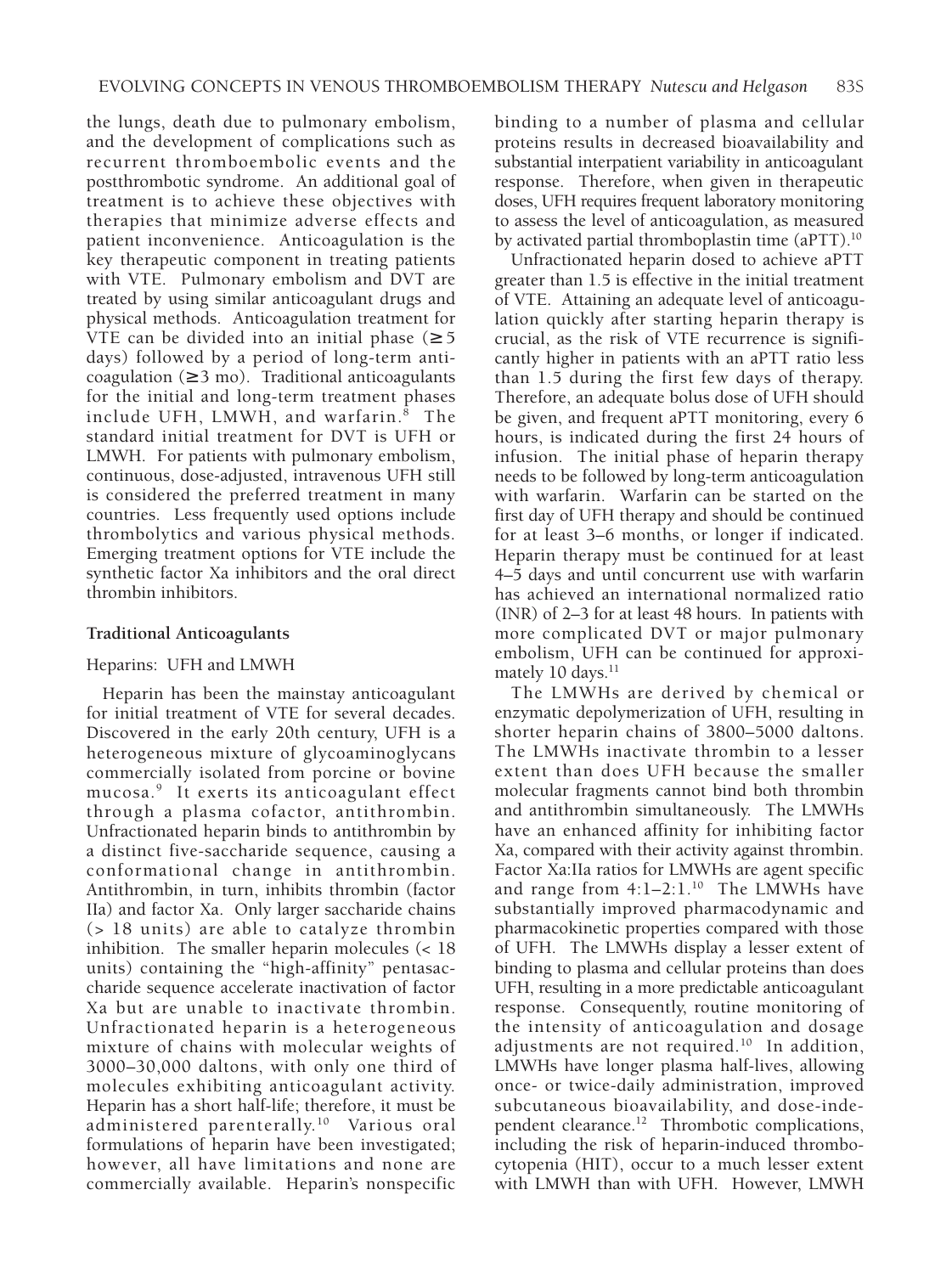the lungs, death due to pulmonary embolism, and the development of complications such as recurrent thromboembolic events and the postthrombotic syndrome. An additional goal of treatment is to achieve these objectives with therapies that minimize adverse effects and patient inconvenience. Anticoagulation is the key therapeutic component in treating patients with VTE. Pulmonary embolism and DVT are treated by using similar anticoagulant drugs and physical methods. Anticoagulation treatment for VTE can be divided into an initial phase (≥ 5 days) followed by a period of long-term anticoagulation (≥ 3 mo). Traditional anticoagulants for the initial and long-term treatment phases include UFH, LMWH, and warfarin.[8] The standard initial treatment for DVT is UFH or LMWH. For patients with pulmonary embolism, continuous, dose-adjusted, intravenous UFH still is considered the preferred treatment in many countries. Less frequently used options include thrombolytics and various physical methods. Emerging treatment options for VTE include the synthetic factor Xa inhibitors and the oral direct thrombin inhibitors.

## Traditional Anticoagulants

### Heparins: UFH and LMWH

Heparin has been the mainstay anticoagulant for initial treatment of VTE for several decades. Discovered in the early 20th century, UFH is a heterogeneous mixture of glycoaminoglycans commercially isolated from porcine or bovine mucosa.[9] It exerts its anticoagulant effect through a plasma cofactor, antithrombin. Unfractionated heparin binds to antithrombin by a distinct five-saccharide sequence, causing a conformational change in antithrombin. Antithrombin, in turn, inhibits thrombin (factor IIa) and factor Xa. Only larger saccharide chains (> 18 units) are able to catalyze thrombin inhibition. The smaller heparin molecules (< 18 units) containing the "high-affinity" pentasaccharide sequence accelerate inactivation of factor Xa but are unable to inactivate thrombin. Unfractionated heparin is a heterogeneous mixture of chains with molecular weights of 3000–30,000 daltons, with only one third of molecules exhibiting anticoagulant activity. Heparin has a short half-life; therefore, it must be administered parenterally.[10] Various oral formulations of heparin have been investigated; however, all have limitations and none are commercially available. Heparin's nonspecific binding to a number of plasma and cellular proteins results in decreased bioavailability and substantial interpatient variability in anticoagulant response. Therefore, when given in therapeutic doses, UFH requires frequent laboratory monitoring to assess the level of anticoagulation, as measured by activated partial thromboplastin time (aPTT).[10]

Unfractionated heparin dosed to achieve aPTT greater than 1.5 is effective in the initial treatment of VTE. Attaining an adequate level of anticoagulation quickly after starting heparin therapy is crucial, as the risk of VTE recurrence is significantly higher in patients with an aPTT ratio less than 1.5 during the first few days of therapy. Therefore, an adequate bolus dose of UFH should be given, and frequent aPTT monitoring, every 6 hours, is indicated during the first 24 hours of infusion. The initial phase of heparin therapy needs to be followed by long-term anticoagulation with warfarin. Warfarin can be started on the first day of UFH therapy and should be continued for at least 3–6 months, or longer if indicated. Heparin therapy must be continued for at least 4–5 days and until concurrent use with warfarin has achieved an international normalized ratio (INR) of 2–3 for at least 48 hours. In patients with more complicated DVT or major pulmonary embolism, UFH can be continued for approximately 10 days.[11]

The LMWHs are derived by chemical or enzymatic depolymerization of UFH, resulting in shorter heparin chains of 3800–5000 daltons. The LMWHs inactivate thrombin to a lesser extent than does UFH because the smaller molecular fragments cannot bind both thrombin and antithrombin simultaneously. The LMWHs have an enhanced affinity for inhibiting factor Xa, compared with their activity against thrombin. Factor Xa:IIa ratios for LMWHs are agent specific and range from 4:1–2:1.[10] The LMWHs have substantially improved pharmacodynamic and pharmacokinetic properties compared with those of UFH. The LMWHs display a lesser extent of binding to plasma and cellular proteins than does UFH, resulting in a more predictable anticoagulant response. Consequently, routine monitoring of the intensity of anticoagulation and dosage adjustments are not required.[10] In addition, LMWHs have longer plasma half-lives, allowing once- or twice-daily administration, improved subcutaneous bioavailability, and dose-independent clearance.[12] Thrombotic complications, including the risk of heparin-induced thrombocytopenia (HIT), occur to a much lesser extent with LMWH than with UFH. However, LMWH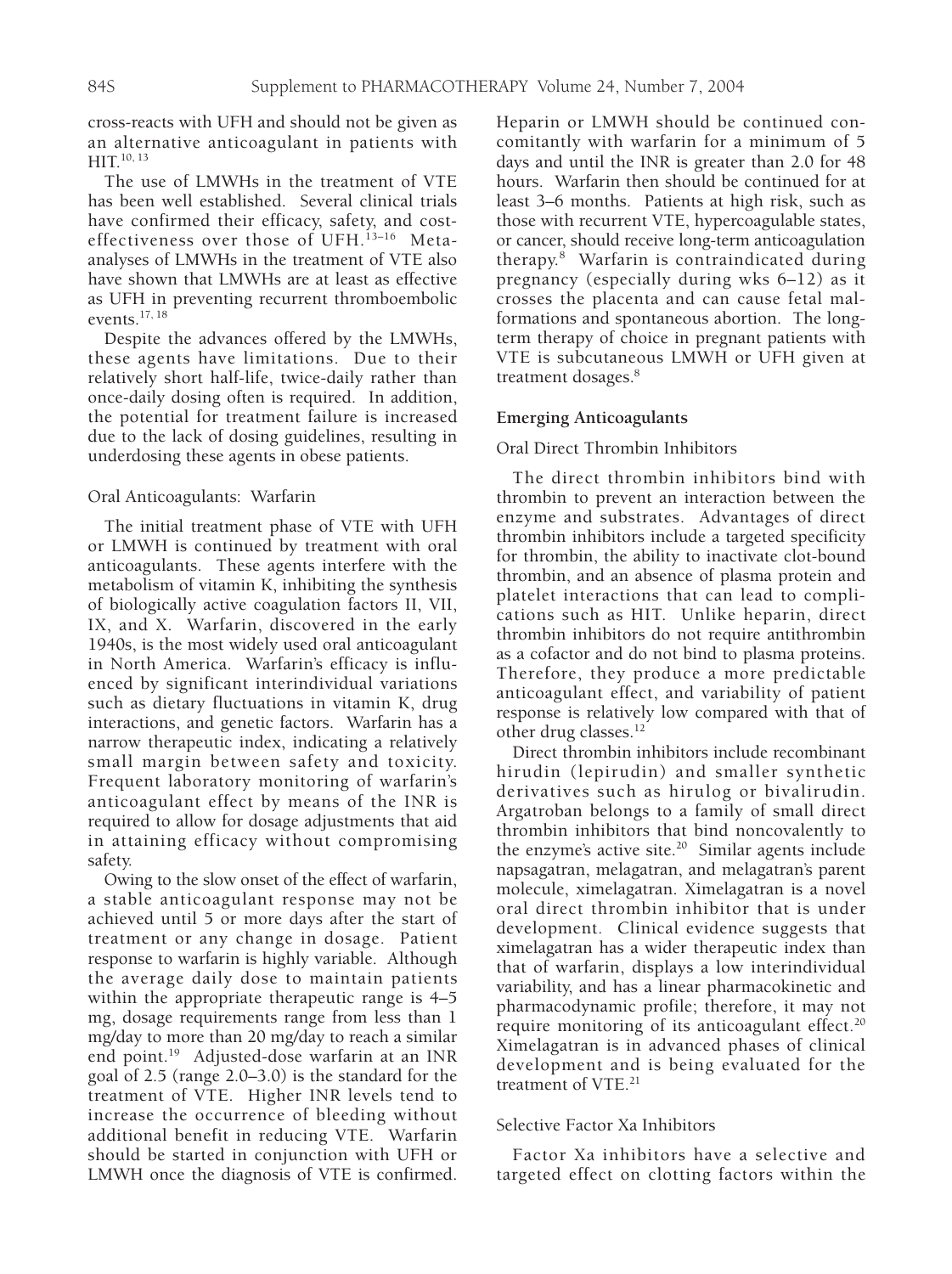cross-reacts with UFH and should not be given as an alternative anticoagulant in patients with HIT.[10, 13]

The use of LMWHs in the treatment of VTE has been well established. Several clinical trials have confirmed their efficacy, safety, and cost-effectiveness over those of UFH.[13–16] Meta-analyses of LMWHs in the treatment of VTE also have shown that LMWHs are at least as effective as UFH in preventing recurrent thromboembolic events.[17, 18]

Despite the advances offered by the LMWHs, these agents have limitations. Due to their relatively short half-life, twice-daily rather than once-daily dosing often is required. In addition, the potential for treatment failure is increased due to the lack of dosing guidelines, resulting in underdosing these agents in obese patients.

### Oral Anticoagulants: Warfarin

The initial treatment phase of VTE with UFH or LMWH is continued by treatment with oral anticoagulants. These agents interfere with the metabolism of vitamin K, inhibiting the synthesis of biologically active coagulation factors II, VII, IX, and X. Warfarin, discovered in the early 1940s, is the most widely used oral anticoagulant in North America. Warfarin's efficacy is influenced by significant interindividual variations such as dietary fluctuations in vitamin K, drug interactions, and genetic factors. Warfarin has a narrow therapeutic index, indicating a relatively small margin between safety and toxicity. Frequent laboratory monitoring of warfarin's anticoagulant effect by means of the INR is required to allow for dosage adjustments that aid in attaining efficacy without compromising safety.

Owing to the slow onset of the effect of warfarin, a stable anticoagulant response may not be achieved until 5 or more days after the start of treatment or any change in dosage. Patient response to warfarin is highly variable. Although the average daily dose to maintain patients within the appropriate therapeutic range is 4–5 mg, dosage requirements range from less than 1 mg/day to more than 20 mg/day to reach a similar end point.[19] Adjusted-dose warfarin at an INR goal of 2.5 (range 2.0–3.0) is the standard for the treatment of VTE. Higher INR levels tend to increase the occurrence of bleeding without additional benefit in reducing VTE. Warfarin should be started in conjunction with UFH or LMWH once the diagnosis of VTE is confirmed. Heparin or LMWH should be continued concomitantly with warfarin for a minimum of 5 days and until the INR is greater than 2.0 for 48 hours. Warfarin then should be continued for at least 3–6 months. Patients at high risk, such as those with recurrent VTE, hypercoagulable states, or cancer, should receive long-term anticoagulation therapy.[8] Warfarin is contraindicated during pregnancy (especially during wks 6–12) as it crosses the placenta and can cause fetal malformations and spontaneous abortion. The long-term therapy of choice in pregnant patients with VTE is subcutaneous LMWH or UFH given at treatment dosages.[8]

## Emerging Anticoagulants

### Oral Direct Thrombin Inhibitors

The direct thrombin inhibitors bind with thrombin to prevent an interaction between the enzyme and substrates. Advantages of direct thrombin inhibitors include a targeted specificity for thrombin, the ability to inactivate clot-bound thrombin, and an absence of plasma protein and platelet interactions that can lead to complications such as HIT. Unlike heparin, direct thrombin inhibitors do not require antithrombin as a cofactor and do not bind to plasma proteins. Therefore, they produce a more predictable anticoagulant effect, and variability of patient response is relatively low compared with that of other drug classes.[12]

Direct thrombin inhibitors include recombinant hirudin (lepirudin) and smaller synthetic derivatives such as hirulog or bivalirudin. Argatroban belongs to a family of small direct thrombin inhibitors that bind noncovalently to the enzyme's active site.[20] Similar agents include napsagatran, melagatran, and melagatran's parent molecule, ximelagatran. Ximelagatran is a novel oral direct thrombin inhibitor that is under development. Clinical evidence suggests that ximelagatran has a wider therapeutic index than that of warfarin, displays a low interindividual variability, and has a linear pharmacokinetic and pharmacodynamic profile; therefore, it may not require monitoring of its anticoagulant effect.[20] Ximelagatran is in advanced phases of clinical development and is being evaluated for the treatment of VTE.[21]

### Selective Factor Xa Inhibitors

Factor Xa inhibitors have a selective and targeted effect on clotting factors within the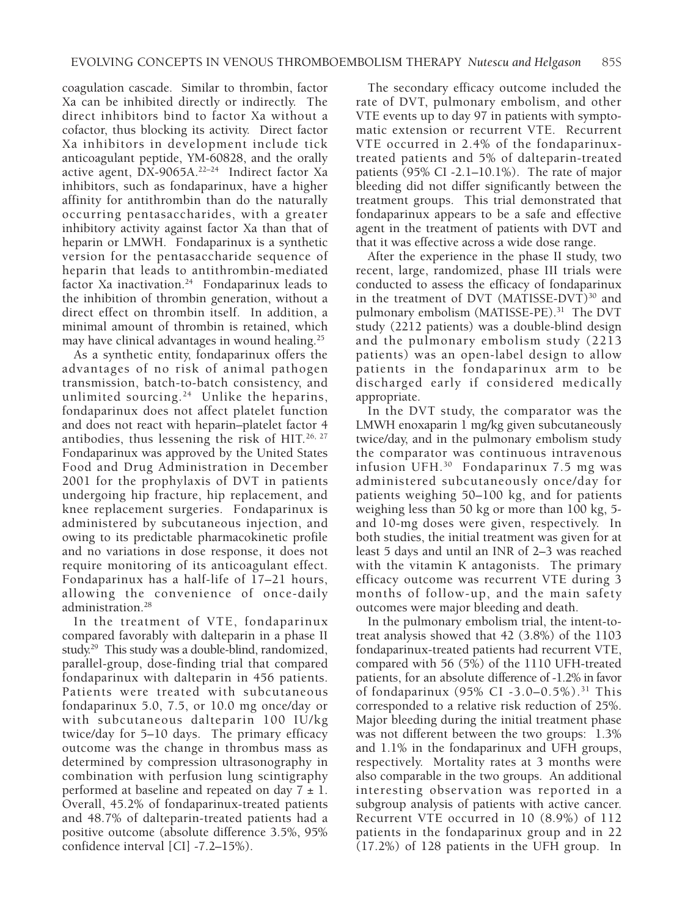coagulation cascade. Similar to thrombin, factor Xa can be inhibited directly or indirectly. The direct inhibitors bind to factor Xa without a cofactor, thus blocking its activity. Direct factor Xa inhibitors in development include tick anticoagulant peptide, YM-60828, and the orally active agent, DX-9065A.[22–24] Indirect factor Xa inhibitors, such as fondaparinux, have a higher affinity for antithrombin than do the naturally occurring pentasaccharides, with a greater inhibitory activity against factor Xa than that of heparin or LMWH. Fondaparinux is a synthetic version for the pentasaccharide sequence of heparin that leads to antithrombin-mediated factor Xa inactivation.[24] Fondaparinux leads to the inhibition of thrombin generation, without a direct effect on thrombin itself. In addition, a minimal amount of thrombin is retained, which may have clinical advantages in wound healing.[25]

As a synthetic entity, fondaparinux offers the advantages of no risk of animal pathogen transmission, batch-to-batch consistency, and unlimited sourcing.[24] Unlike the heparins, fondaparinux does not affect platelet function and does not react with heparin–platelet factor 4 antibodies, thus lessening the risk of HIT.[26, 27] Fondaparinux was approved by the United States Food and Drug Administration in December 2001 for the prophylaxis of DVT in patients undergoing hip fracture, hip replacement, and knee replacement surgeries. Fondaparinux is administered by subcutaneous injection, and owing to its predictable pharmacokinetic profile and no variations in dose response, it does not require monitoring of its anticoagulant effect. Fondaparinux has a half-life of 17–21 hours, allowing the convenience of once-daily administration.[28]

In the treatment of VTE, fondaparinux compared favorably with dalteparin in a phase II study.[29] This study was a double-blind, randomized, parallel-group, dose-finding trial that compared fondaparinux with dalteparin in 456 patients. Patients were treated with subcutaneous fondaparinux 5.0, 7.5, or 10.0 mg once/day or with subcutaneous dalteparin 100 IU/kg twice/day for 5–10 days. The primary efficacy outcome was the change in thrombus mass as determined by compression ultrasonography in combination with perfusion lung scintigraphy performed at baseline and repeated on day 7 ± 1. Overall, 45.2% of fondaparinux-treated patients and 48.7% of dalteparin-treated patients had a positive outcome (absolute difference 3.5%, 95% confidence interval [CI] -7.2–15%).

The secondary efficacy outcome included the rate of DVT, pulmonary embolism, and other VTE events up to day 97 in patients with symptomatic extension or recurrent VTE. Recurrent VTE occurred in 2.4% of the fondaparinux-treated patients and 5% of dalteparin-treated patients (95% CI -2.1–10.1%). The rate of major bleeding did not differ significantly between the treatment groups. This trial demonstrated that fondaparinux appears to be a safe and effective agent in the treatment of patients with DVT and that it was effective across a wide dose range.

After the experience in the phase II study, two recent, large, randomized, phase III trials were conducted to assess the efficacy of fondaparinux in the treatment of DVT (MATISSE-DVT)[30] and pulmonary embolism (MATISSE-PE).[31] The DVT study (2212 patients) was a double-blind design and the pulmonary embolism study (2213 patients) was an open-label design to allow patients in the fondaparinux arm to be discharged early if considered medically appropriate.

In the DVT study, the comparator was the LMWH enoxaparin 1 mg/kg given subcutaneously twice/day, and in the pulmonary embolism study the comparator was continuous intravenous infusion UFH.[30] Fondaparinux 7.5 mg was administered subcutaneously once/day for patients weighing 50–100 kg, and for patients weighing less than 50 kg or more than 100 kg, 5- and 10-mg doses were given, respectively. In both studies, the initial treatment was given for at least 5 days and until an INR of 2–3 was reached with the vitamin K antagonists. The primary efficacy outcome was recurrent VTE during 3 months of follow-up, and the main safety outcomes were major bleeding and death.

In the pulmonary embolism trial, the intent-to-treat analysis showed that 42 (3.8%) of the 1103 fondaparinux-treated patients had recurrent VTE, compared with 56 (5%) of the 1110 UFH-treated patients, for an absolute difference of -1.2% in favor of fondaparinux (95% CI -3.0–0.5%).[31] This corresponded to a relative risk reduction of 25%. Major bleeding during the initial treatment phase was not different between the two groups: 1.3% and 1.1% in the fondaparinux and UFH groups, respectively. Mortality rates at 3 months were also comparable in the two groups. An additional interesting observation was reported in a subgroup analysis of patients with active cancer. Recurrent VTE occurred in 10 (8.9%) of 112 patients in the fondaparinux group and in 22 (17.2%) of 128 patients in the UFH group. In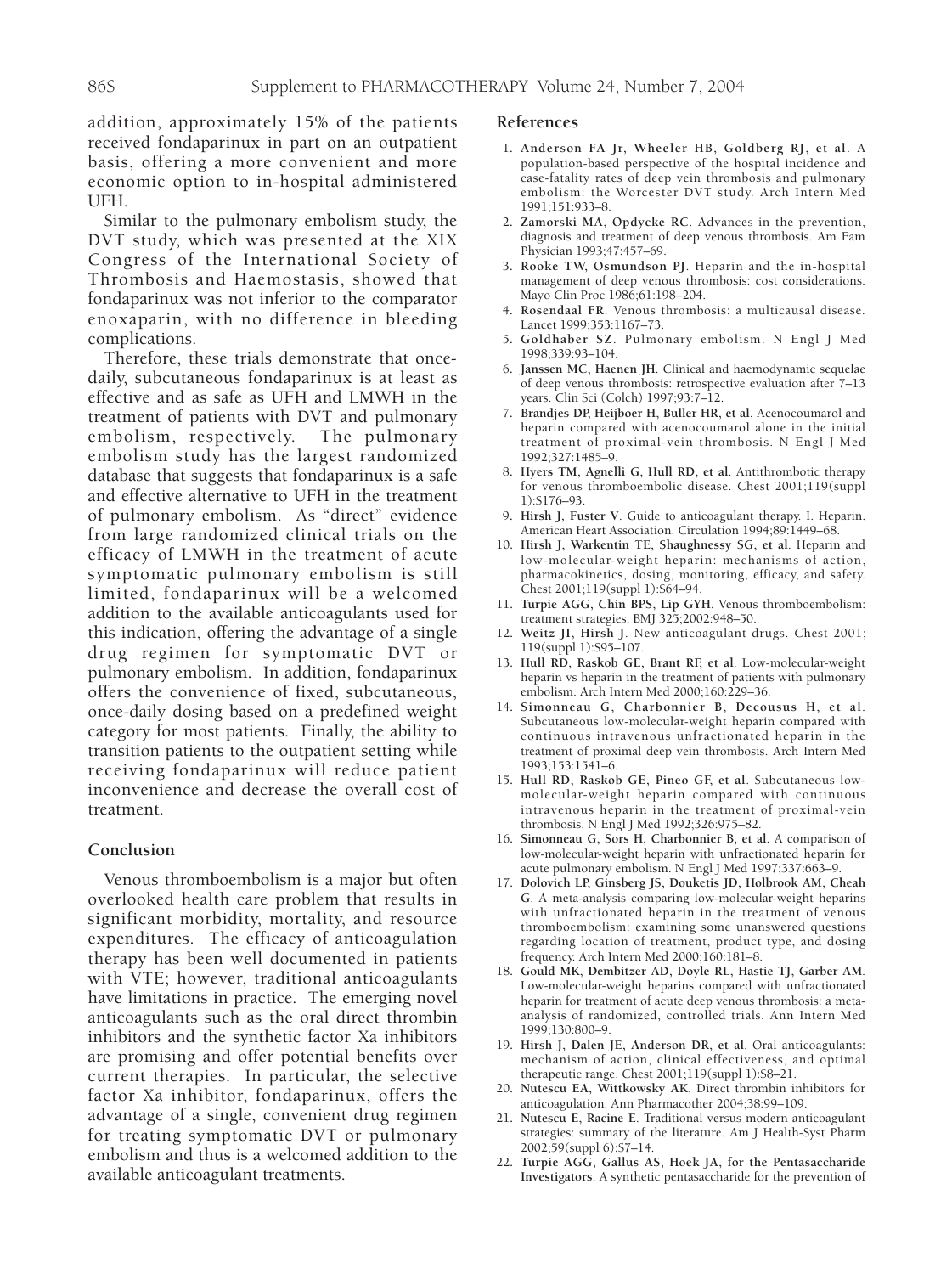addition, approximately 15% of the patients received fondaparinux in part on an outpatient basis, offering a more convenient and more economic option to in-hospital administered UFH.

Similar to the pulmonary embolism study, the DVT study, which was presented at the XIX Congress of the International Society of Thrombosis and Haemostasis, showed that fondaparinux was not inferior to the comparator enoxaparin, with no difference in bleeding complications.

Therefore, these trials demonstrate that once-daily, subcutaneous fondaparinux is at least as effective and as safe as UFH and LMWH in the treatment of patients with DVT and pulmonary embolism, respectively. The pulmonary embolism study has the largest randomized database that suggests that fondaparinux is a safe and effective alternative to UFH in the treatment of pulmonary embolism. As "direct" evidence from large randomized clinical trials on the efficacy of LMWH in the treatment of acute symptomatic pulmonary embolism is still limited, fondaparinux will be a welcomed addition to the available anticoagulants used for this indication, offering the advantage of a single drug regimen for symptomatic DVT or pulmonary embolism. In addition, fondaparinux offers the convenience of fixed, subcutaneous, once-daily dosing based on a predefined weight category for most patients. Finally, the ability to transition patients to the outpatient setting while receiving fondaparinux will reduce patient inconvenience and decrease the overall cost of treatment.

## Conclusion

Venous thromboembolism is a major but often overlooked health care problem that results in significant morbidity, mortality, and resource expenditures. The efficacy of anticoagulation therapy has been well documented in patients with VTE; however, traditional anticoagulants have limitations in practice. The emerging novel anticoagulants such as the oral direct thrombin inhibitors and the synthetic factor Xa inhibitors are promising and offer potential benefits over current therapies. In particular, the selective factor Xa inhibitor, fondaparinux, offers the advantage of a single, convenient drug regimen for treating symptomatic DVT or pulmonary embolism and thus is a welcomed addition to the available anticoagulant treatments.

## References

1. **Anderson FA Jr, Wheeler HB, Goldberg RJ, et al**. A population-based perspective of the hospital incidence and case-fatality rates of deep vein thrombosis and pulmonary embolism: the Worcester DVT study. Arch Intern Med 1991;151:933–8.
2. **Zamorski MA, Opdycke RC**. Advances in the prevention, diagnosis and treatment of deep venous thrombosis. Am Fam Physician 1993;47:457–69.
3. **Rooke TW, Osmundson PJ**. Heparin and the in-hospital management of deep venous thrombosis: cost considerations. Mayo Clin Proc 1986;61:198–204.
4. **Rosendaal FR**. Venous thrombosis: a multicausal disease. Lancet 1999;353:1167–73.
5. **Goldhaber SZ**. Pulmonary embolism. N Engl J Med 1998;339:93–104.
6. **Janssen MC, Haenen JH**. Clinical and haemodynamic sequelae of deep venous thrombosis: retrospective evaluation after 7–13 years. Clin Sci (Colch) 1997;93:7–12.
7. **Brandjes DP, Heijboer H, Buller HR, et al**. Acenocoumarol and heparin compared with acenocoumarol alone in the initial treatment of proximal-vein thrombosis. N Engl J Med 1992;327:1485–9.
8. **Hyers TM, Agnelli G, Hull RD, et al**. Antithrombotic therapy for venous thromboembolic disease. Chest 2001;119(suppl 1):S176–93.
9. **Hirsh J, Fuster V**. Guide to anticoagulant therapy. I. Heparin. American Heart Association. Circulation 1994;89:1449–68.
10. **Hirsh J, Warkentin TE, Shaughnessy SG, et al**. Heparin and low-molecular-weight heparin: mechanisms of action, pharmacokinetics, dosing, monitoring, efficacy, and safety. Chest 2001;119(suppl 1):S64–94.
11. **Turpie AGG, Chin BPS, Lip GYH**. Venous thromboembolism: treatment strategies. BMJ 325;2002:948–50.
12. **Weitz JI, Hirsh J**. New anticoagulant drugs. Chest 2001; 119(suppl 1):S95–107.
13. **Hull RD, Raskob GE, Brant RF, et al**. Low-molecular-weight heparin vs heparin in the treatment of patients with pulmonary embolism. Arch Intern Med 2000;160:229–36.
14. **Simonneau G, Charbonnier B, Decousus H, et al**. Subcutaneous low-molecular-weight heparin compared with continuous intravenous unfractionated heparin in the treatment of proximal deep vein thrombosis. Arch Intern Med 1993;153:1541–6.
15. **Hull RD, Raskob GE, Pineo GF, et al**. Subcutaneous low-molecular-weight heparin compared with continuous intravenous heparin in the treatment of proximal-vein thrombosis. N Engl J Med 1992;326:975–82.
16. **Simonneau G, Sors H, Charbonnier B, et al**. A comparison of low-molecular-weight heparin with unfractionated heparin for acute pulmonary embolism. N Engl J Med 1997;337:663–9.
17. **Dolovich LP, Ginsberg JS, Douketis JD, Holbrook AM, Cheah G**. A meta-analysis comparing low-molecular-weight heparins with unfractionated heparin in the treatment of venous thromboembolism: examining some unanswered questions regarding location of treatment, product type, and dosing frequency. Arch Intern Med 2000;160:181–8.
18. **Gould MK, Dembitzer AD, Doyle RL, Hastie TJ, Garber AM**. Low-molecular-weight heparins compared with unfractionated heparin for treatment of acute deep venous thrombosis: a meta-analysis of randomized, controlled trials. Ann Intern Med 1999;130:800–9.
19. **Hirsh J, Dalen JE, Anderson DR, et al**. Oral anticoagulants: mechanism of action, clinical effectiveness, and optimal therapeutic range. Chest 2001;119(suppl 1):S8–21.
20. **Nutescu EA, Wittkowsky AK**. Direct thrombin inhibitors for anticoagulation. Ann Pharmacother 2004;38:99–109.
21. **Nutescu E, Racine E**. Traditional versus modern anticoagulant strategies: summary of the literature. Am J Health-Syst Pharm 2002;59(suppl 6):S7–14.
22. **Turpie AGG, Gallus AS, Hoek JA, for the Pentasaccharide Investigators**. A synthetic pentasaccharide for the prevention of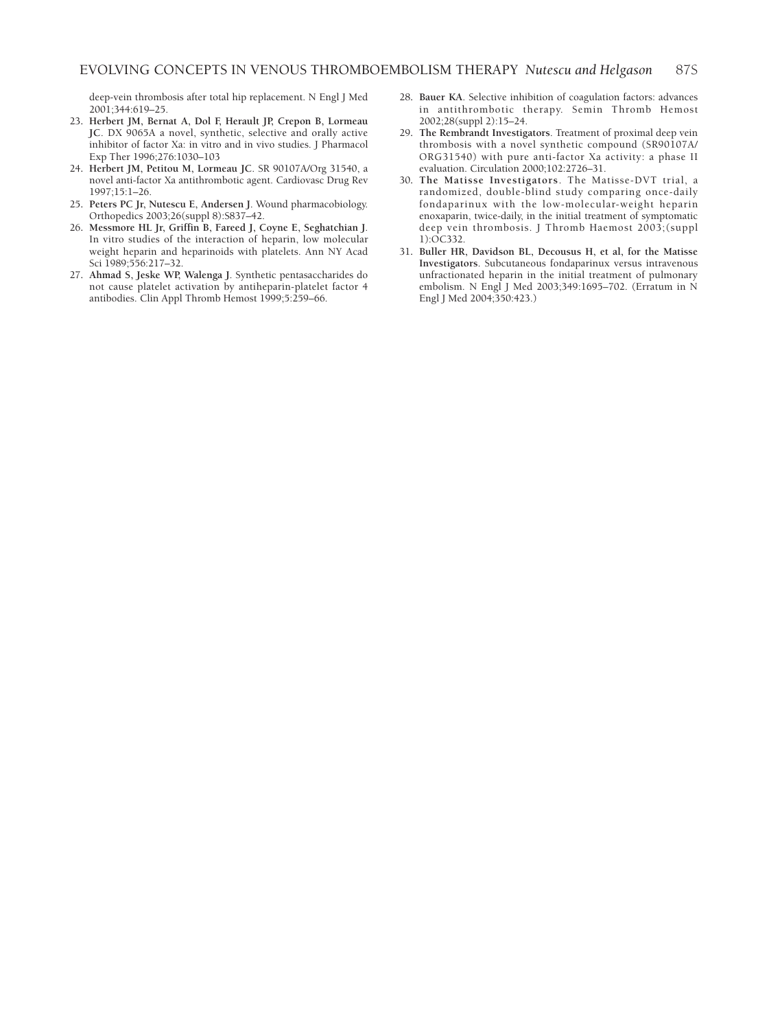deep-vein thrombosis after total hip replacement. N Engl J Med 2001;344:619–25.

23. **Herbert JM, Bernat A, Dol F, Herault JP, Crepon B, Lormeau JC**. DX 9065A a novel, synthetic, selective and orally active inhibitor of factor Xa: in vitro and in vivo studies. J Pharmacol Exp Ther 1996;276:1030–103
24. **Herbert JM, Petitou M, Lormeau JC**. SR 90107A/Org 31540, a novel anti-factor Xa antithrombotic agent. Cardiovasc Drug Rev 1997;15:1–26.
25. **Peters PC Jr, Nutescu E, Andersen J**. Wound pharmacobiology. Orthopedics 2003;26(suppl 8):S837–42.
26. **Messmore HL Jr, Griffin B, Fareed J, Coyne E, Seghatchian J**. In vitro studies of the interaction of heparin, low molecular weight heparin and heparinoids with platelets. Ann NY Acad Sci 1989;556:217–32.
27. **Ahmad S, Jeske WP, Walenga J**. Synthetic pentasaccharides do not cause platelet activation by antiheparin-platelet factor 4 antibodies. Clin Appl Thromb Hemost 1999;5:259–66.
28. **Bauer KA**. Selective inhibition of coagulation factors: advances in antithrombotic therapy. Semin Thromb Hemost 2002;28(suppl 2):15–24.
29. **The Rembrandt Investigators**. Treatment of proximal deep vein thrombosis with a novel synthetic compound (SR90107A/ ORG31540) with pure anti-factor Xa activity: a phase II evaluation. Circulation 2000;102:2726–31.
30. **The Matisse Investigators**. The Matisse-DVT trial, a randomized, double-blind study comparing once-daily fondaparinux with the low-molecular-weight heparin enoxaparin, twice-daily, in the initial treatment of symptomatic deep vein thrombosis. J Thromb Haemost 2003;(suppl 1):OC332.
31. **Buller HR, Davidson BL, Decousus H, et al, for the Matisse Investigators**. Subcutaneous fondaparinux versus intravenous unfractionated heparin in the initial treatment of pulmonary embolism. N Engl J Med 2003;349:1695–702. (Erratum in N Engl J Med 2004;350:423.)